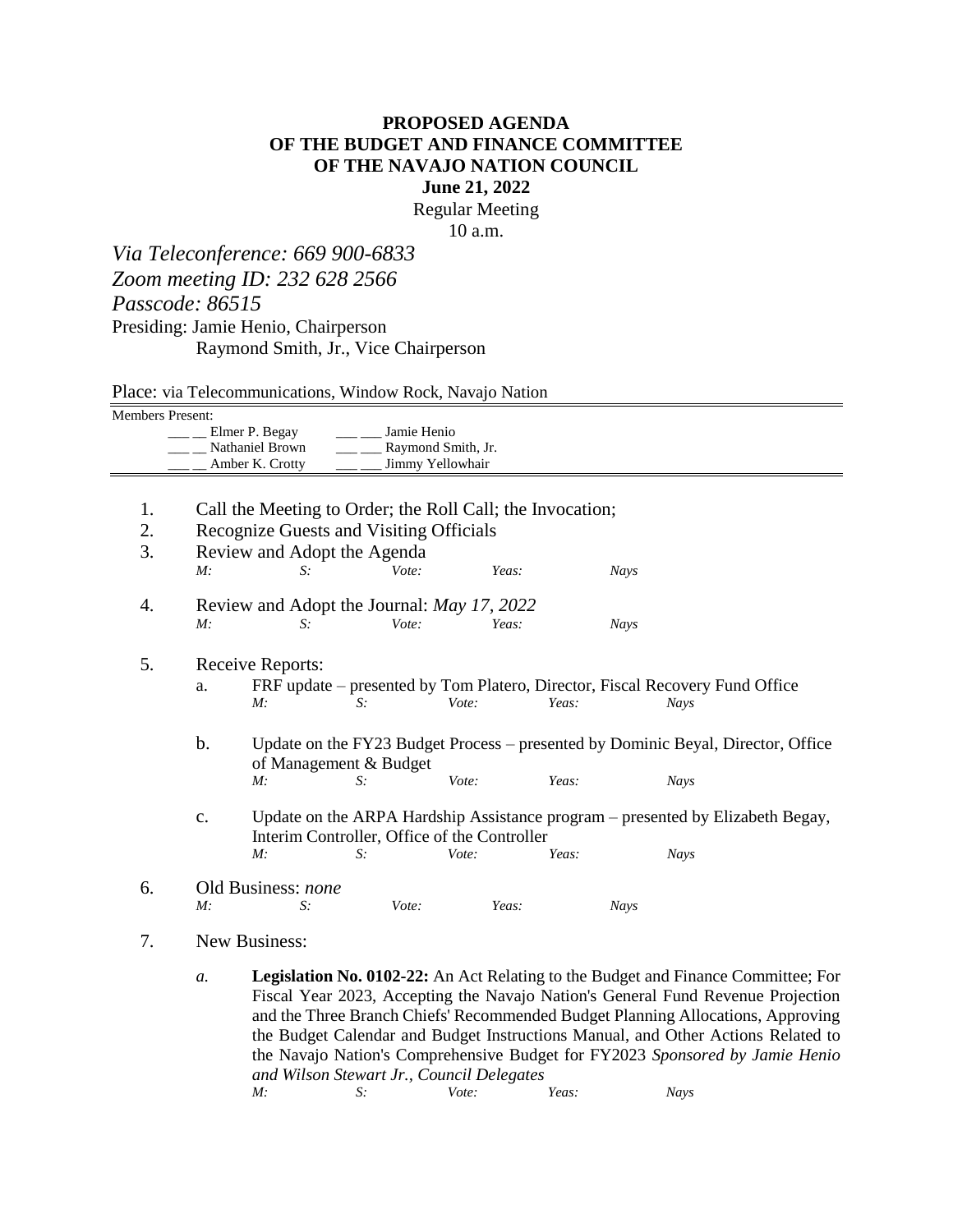# PROPOSED AGENDA
# OF THE BUDGET AND FINANCE COMMITTEE
# OF THE NAVAJO NATION COUNCIL

**June 21, 2022**

Regular Meeting

10 a.m.

*Via Teleconference: 669 900-6833*

*Zoom meeting ID: 232 628 2566*

*Passcode: 86515*

Presiding: Jamie Henio, Chairperson

Raymond Smith, Jr., Vice Chairperson

Place: via Telecommunications, Window Rock, Navajo Nation

Members Present:

| | |
|---|---|
| ___ __ Elmer P. Begay | ___ ___ Jamie Henio |
| ___ __ Nathaniel Brown | ___ ___ Raymond Smith, Jr. |
| ___ __ Amber K. Crotty | ___ ___ Jimmy Yellowhair |

1. Call the Meeting to Order; the Roll Call; the Invocation;
2. Recognize Guests and Visiting Officials
3. Review and Adopt the Agenda

   *M: S: Vote: Yeas: Nays*

4. Review and Adopt the Journal: *May 17, 2022*

   *M: S: Vote: Yeas: Nays*

5. Receive Reports:

   a. FRF update – presented by Tom Platero, Director, Fiscal Recovery Fund Office

      *M: S: Vote: Yeas: Nays*

   b. Update on the FY23 Budget Process – presented by Dominic Beyal, Director, Office of Management & Budget

      *M: S: Vote: Yeas: Nays*

   c. Update on the ARPA Hardship Assistance program – presented by Elizabeth Begay, Interim Controller, Office of the Controller

      *M: S: Vote: Yeas: Nays*

6. Old Business: *none*

   *M: S: Vote: Yeas: Nays*

7. New Business:

   *a.* **Legislation No. 0102-22:** An Act Relating to the Budget and Finance Committee; For Fiscal Year 2023, Accepting the Navajo Nation's General Fund Revenue Projection and the Three Branch Chiefs' Recommended Budget Planning Allocations, Approving the Budget Calendar and Budget Instructions Manual, and Other Actions Related to the Navajo Nation's Comprehensive Budget for FY2023 *Sponsored by Jamie Henio and Wilson Stewart Jr., Council Delegates*

      *M: S: Vote: Yeas: Nays*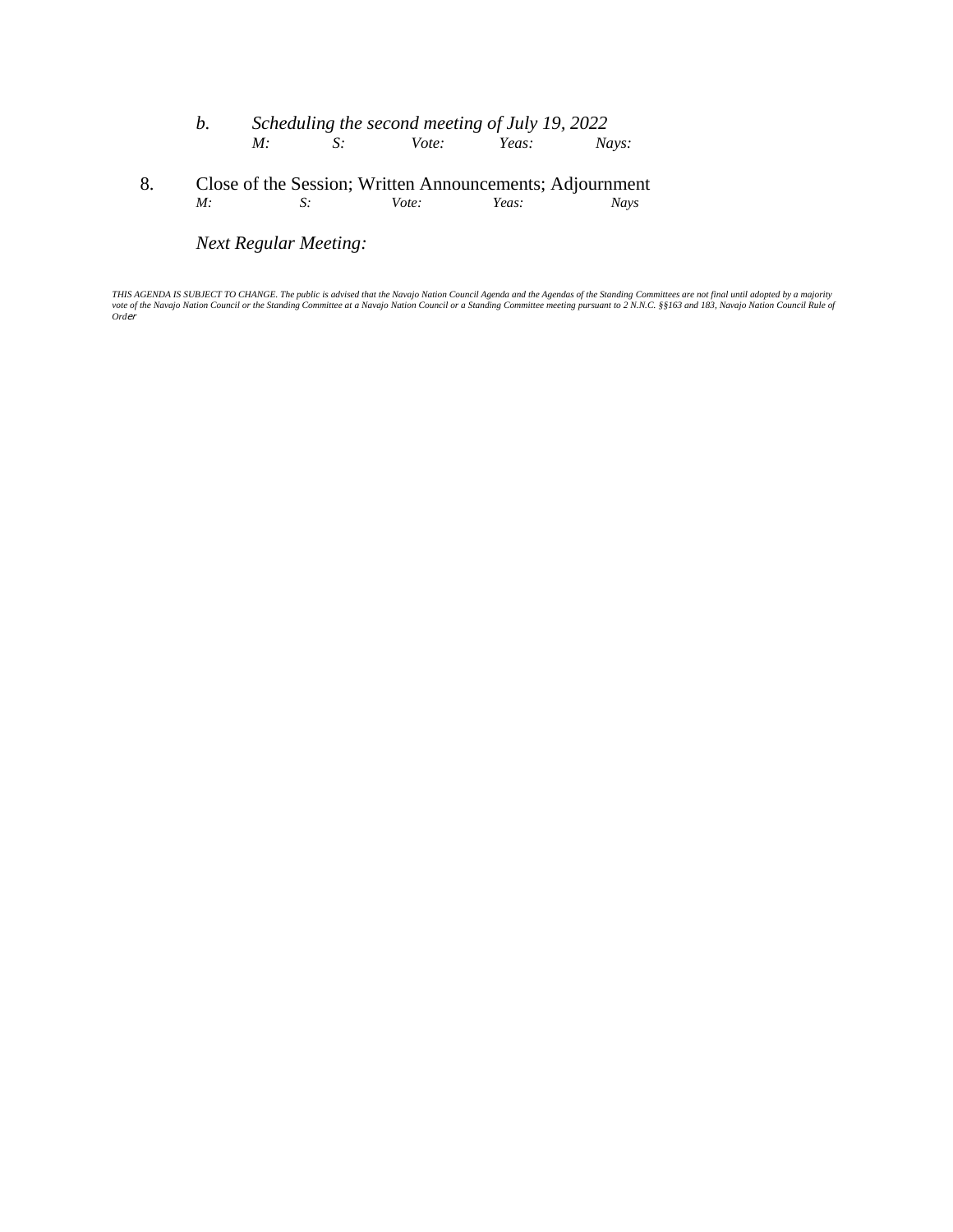*b. Scheduling the second meeting of July 19, 2022*

*M: S: Vote: Yeas: Nays:*

8. Close of the Session; Written Announcements; Adjournment

*M: S: Vote: Yeas: Nays*

*Next Regular Meeting:*

*THIS AGENDA IS SUBJECT TO CHANGE. The public is advised that the Navajo Nation Council Agenda and the Agendas of the Standing Committees are not final until adopted by a majority vote of the Navajo Nation Council or the Standing Committee at a Navajo Nation Council or a Standing Committee meeting pursuant to 2 N.N.C. §§163 and 183, Navajo Nation Council Rule of Order*